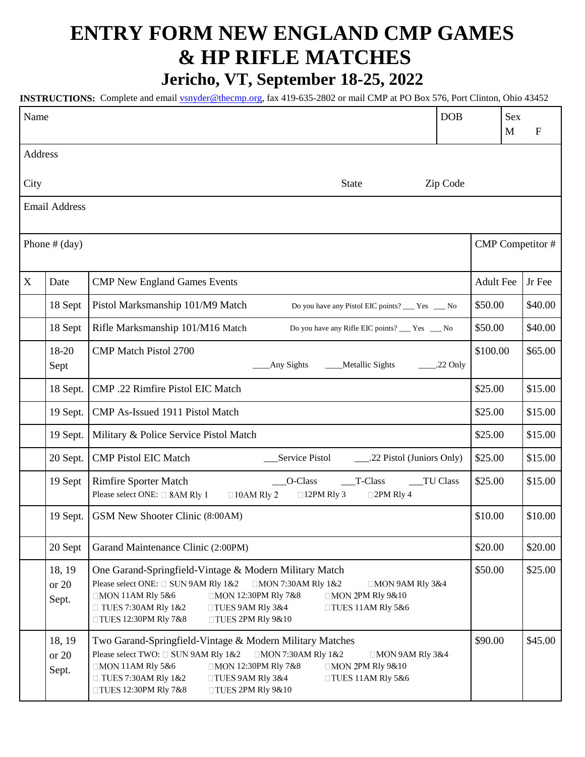# ENTRY FORM NEW ENGLAND CMP GAMES & HP RIFLE MATCHES

## Jericho, VT, September 18-25, 2022

**INSTRUCTIONS:** Complete and email vsnyder@thecmp.org, fax 419-635-2802 or mail CMP at PO Box 576, Port Clinton, Ohio 43452

| Name | DOB | Sex M F |
|---|---|---|
| Address | | |
| City | State | Zip Code |
| Email Address | | |
| Phone # (day) | | CMP Competitor # |

| X | Date | CMP New England Games Events | Adult Fee | Jr Fee |
|---|---|---|---|---|
| | 18 Sept | Pistol Marksmanship 101/M9 Match — Do you have any Pistol EIC points? ___ Yes ___ No | $50.00 | $40.00 |
| | 18 Sept | Rifle Marksmanship 101/M16 Match — Do you have any Rifle EIC points? ___ Yes ___ No | $50.00 | $40.00 |
| | 18-20 Sept | CMP Match Pistol 2700 — ____Any Sights ____Metallic Sights ____.22 Only | $100.00 | $65.00 |
| | 18 Sept. | CMP .22 Rimfire Pistol EIC Match | $25.00 | $15.00 |
| | 19 Sept. | CMP As-Issued 1911 Pistol Match | $25.00 | $15.00 |
| | 19 Sept. | Military & Police Service Pistol Match | $25.00 | $15.00 |
| | 20 Sept. | CMP Pistol EIC Match — ___Service Pistol ___.22 Pistol (Juniors Only) | $25.00 | $15.00 |
| | 19 Sept | Rimfire Sporter Match — ___O-Class ___T-Class ___TU Class<br>Please select ONE: ☐ 8AM Rly 1 ☐10AM Rly 2 ☐12PM Rly 3 ☐2PM Rly 4 | $25.00 | $15.00 |
| | 19 Sept. | GSM New Shooter Clinic (8:00AM) | $10.00 | $10.00 |
| | 20 Sept | Garand Maintenance Clinic (2:00PM) | $20.00 | $20.00 |
| | 18, 19 or 20 Sept. | One Garand-Springfield-Vintage & Modern Military Match<br>Please select ONE: ☐ SUN 9AM Rly 1&2 ☐MON 7:30AM Rly 1&2 ☐MON 9AM Rly 3&4 ☐MON 11AM Rly 5&6 ☐MON 12:30PM Rly 7&8 ☐MON 2PM Rly 9&10 ☐ TUES 7:30AM Rly 1&2 ☐TUES 9AM Rly 3&4 ☐TUES 11AM Rly 5&6 ☐TUES 12:30PM Rly 7&8 ☐TUES 2PM Rly 9&10 | $50.00 | $25.00 |
| | 18, 19 or 20 Sept. | Two Garand-Springfield-Vintage & Modern Military Matches<br>Please select TWO: ☐ SUN 9AM Rly 1&2 ☐MON 7:30AM Rly 1&2 ☐MON 9AM Rly 3&4 ☐MON 11AM Rly 5&6 ☐MON 12:30PM Rly 7&8 ☐MON 2PM Rly 9&10 ☐ TUES 7:30AM Rly 1&2 ☐TUES 9AM Rly 3&4 ☐TUES 11AM Rly 5&6 ☐TUES 12:30PM Rly 7&8 ☐TUES 2PM Rly 9&10 | $90.00 | $45.00 |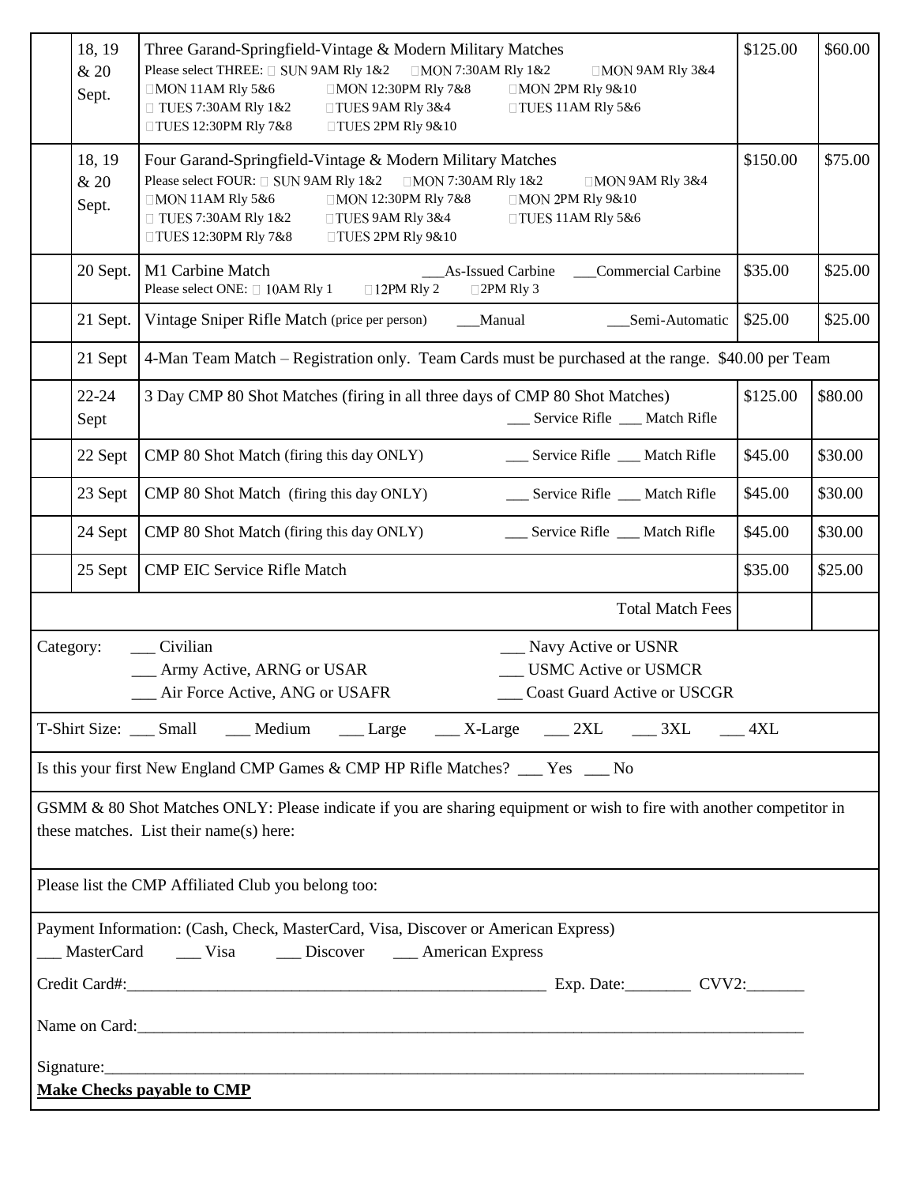| | | | | |
|---|---|---|---|---|
| | 18, 19 & 20 Sept. | Three Garand-Springfield-Vintage & Modern Military Matches<br>Please select THREE: □ SUN 9AM Rly 1&2 □MON 7:30AM Rly 1&2 □MON 9AM Rly 3&4 □MON 11AM Rly 5&6 □MON 12:30PM Rly 7&8 □MON 2PM Rly 9&10 □ TUES 7:30AM Rly 1&2 □TUES 9AM Rly 3&4 □TUES 11AM Rly 5&6 □TUES 12:30PM Rly 7&8 □TUES 2PM Rly 9&10 | $125.00 | $60.00 |
| | 18, 19 & 20 Sept. | Four Garand-Springfield-Vintage & Modern Military Matches<br>Please select FOUR: □ SUN 9AM Rly 1&2 □MON 7:30AM Rly 1&2 □MON 9AM Rly 3&4 □MON 11AM Rly 5&6 □MON 12:30PM Rly 7&8 □MON 2PM Rly 9&10 □ TUES 7:30AM Rly 1&2 □TUES 9AM Rly 3&4 □TUES 11AM Rly 5&6 □TUES 12:30PM Rly 7&8 □TUES 2PM Rly 9&10 | $150.00 | $75.00 |
| | 20 Sept. | M1 Carbine Match ___As-Issued Carbine ___Commercial Carbine<br>Please select ONE: □ 10AM Rly 1 □12PM Rly 2 □2PM Rly 3 | $35.00 | $25.00 |
| | 21 Sept. | Vintage Sniper Rifle Match (price per person) ___Manual ___Semi-Automatic | $25.00 | $25.00 |
| | 21 Sept | 4-Man Team Match – Registration only. Team Cards must be purchased at the range. $40.00 per Team | | |
| | 22-24 Sept | 3 Day CMP 80 Shot Matches (firing in all three days of CMP 80 Shot Matches)<br>___ Service Rifle ___ Match Rifle | $125.00 | $80.00 |
| | 22 Sept | CMP 80 Shot Match (firing this day ONLY) ___ Service Rifle ___ Match Rifle | $45.00 | $30.00 |
| | 23 Sept | CMP 80 Shot Match (firing this day ONLY) ___ Service Rifle ___ Match Rifle | $45.00 | $30.00 |
| | 24 Sept | CMP 80 Shot Match (firing this day ONLY) ___ Service Rifle ___ Match Rifle | $45.00 | $30.00 |
| | 25 Sept | CMP EIC Service Rifle Match | $35.00 | $25.00 |
| | | Total Match Fees | | |

Category: ___ Civilian ___ Navy Active or USNR
___ Army Active, ARNG or USAR ___ USMC Active or USMCR
___ Air Force Active, ANG or USAFR ___ Coast Guard Active or USCGR

T-Shirt Size: ___ Small ___ Medium ___ Large ___ X-Large ___ 2XL ___ 3XL ___ 4XL

Is this your first New England CMP Games & CMP HP Rifle Matches? ___ Yes ___ No

GSMM & 80 Shot Matches ONLY: Please indicate if you are sharing equipment or wish to fire with another competitor in these matches. List their name(s) here:

Please list the CMP Affiliated Club you belong too:

Payment Information: (Cash, Check, MasterCard, Visa, Discover or American Express)
___ MasterCard ___ Visa ___ Discover ___ American Express

Credit Card#:_____________________________________________________ Exp. Date:________ CVV2:_______

Name on Card:_________________________________________________________________________________

Signature:____________________________________________________________________________________

**Make Checks payable to CMP**